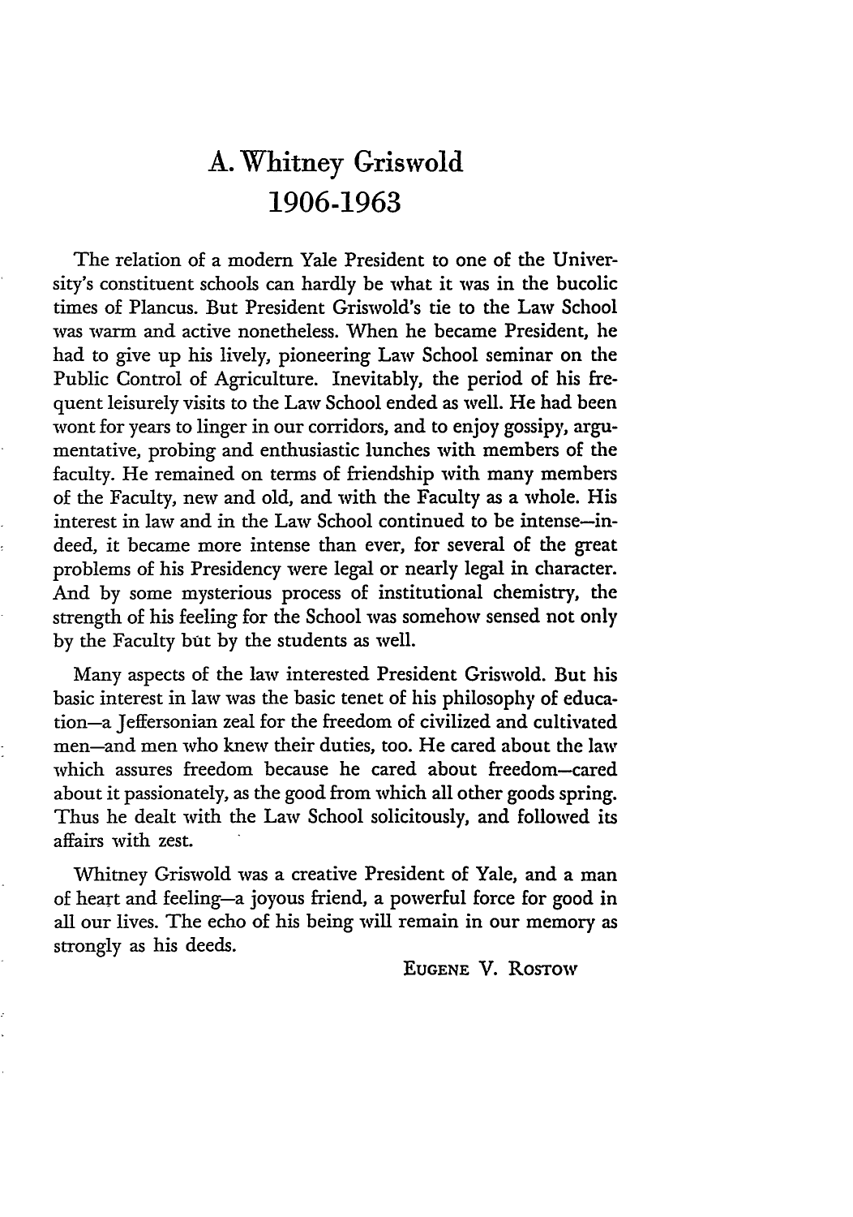# A. Whitney Griswold
# 1906-1963

The relation of a modern Yale President to one of the University's constituent schools can hardly be what it was in the bucolic times of Plancus. But President Griswold's tie to the Law School was warm and active nonetheless. When he became President, he had to give up his lively, pioneering Law School seminar on the Public Control of Agriculture. Inevitably, the period of his frequent leisurely visits to the Law School ended as well. He had been wont for years to linger in our corridors, and to enjoy gossipy, argumentative, probing and enthusiastic lunches with members of the faculty. He remained on terms of friendship with many members of the Faculty, new and old, and with the Faculty as a whole. His interest in law and in the Law School continued to be intense—indeed, it became more intense than ever, for several of the great problems of his Presidency were legal or nearly legal in character. And by some mysterious process of institutional chemistry, the strength of his feeling for the School was somehow sensed not only by the Faculty but by the students as well.

Many aspects of the law interested President Griswold. But his basic interest in law was the basic tenet of his philosophy of education—a Jeffersonian zeal for the freedom of civilized and cultivated men—and men who knew their duties, too. He cared about the law which assures freedom because he cared about freedom—cared about it passionately, as the good from which all other goods spring. Thus he dealt with the Law School solicitously, and followed its affairs with zest.

Whitney Griswold was a creative President of Yale, and a man of heart and feeling—a joyous friend, a powerful force for good in all our lives. The echo of his being will remain in our memory as strongly as his deeds.

EUGENE V. ROSTOW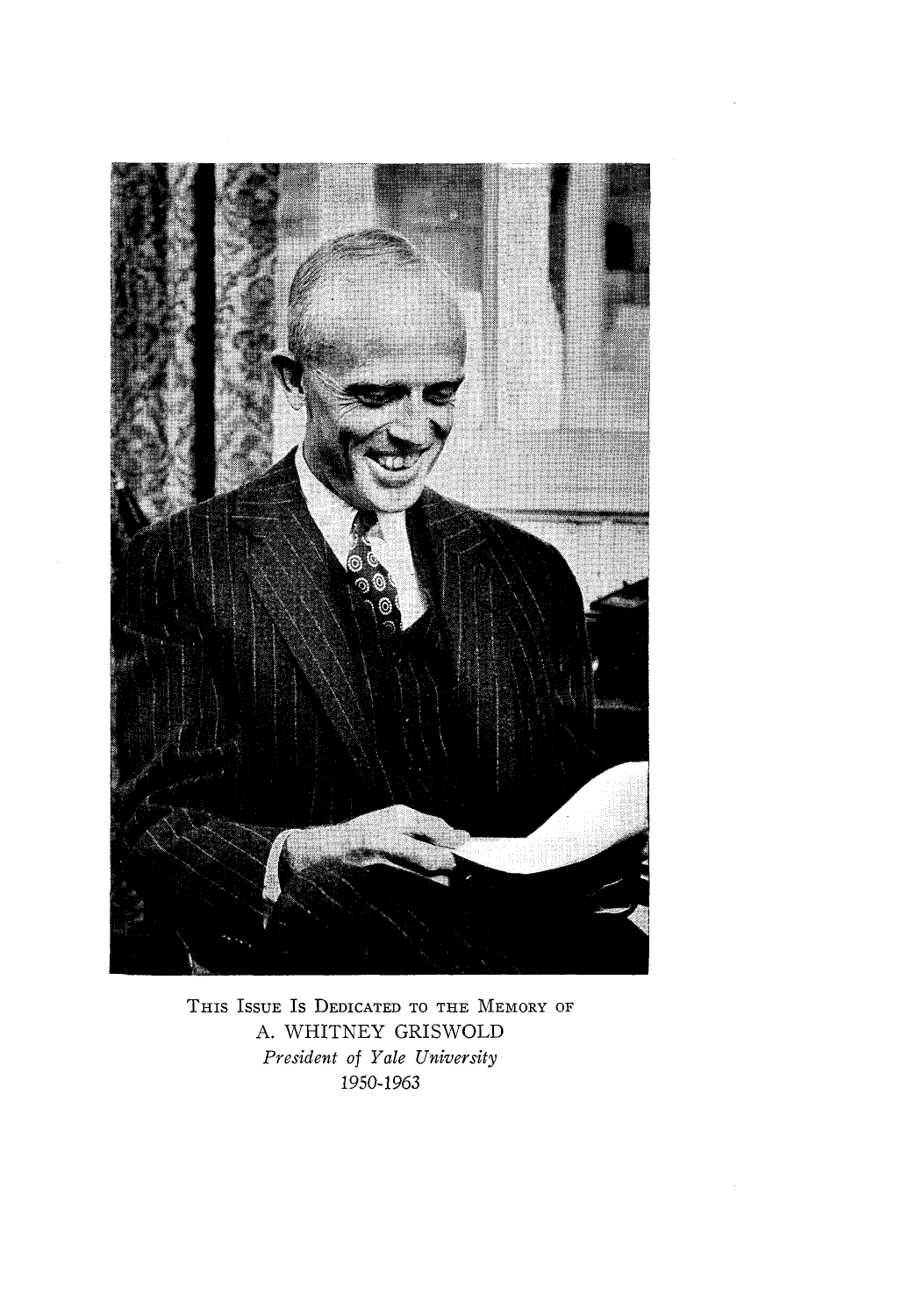THIS ISSUE IS DEDICATED TO THE MEMORY OF

A. WHITNEY GRISWOLD

*President of Yale University*

1950-1963